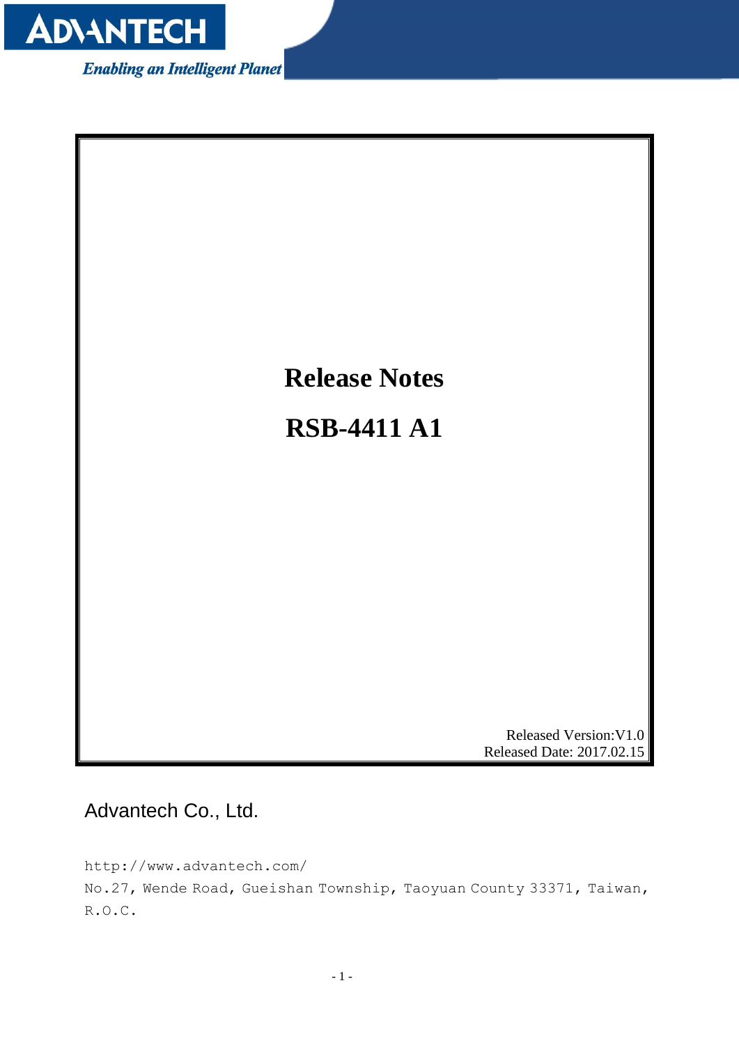ADVANTECH

*Enabling an Intelligent Planet*

# Release Notes

# RSB-4411 A1

Released Version:V1.0
Released Date: 2017.02.15

Advantech Co., Ltd.

http://www.advantech.com/
No.27, Wende Road, Gueishan Township, Taoyuan County 33371, Taiwan, R.O.C.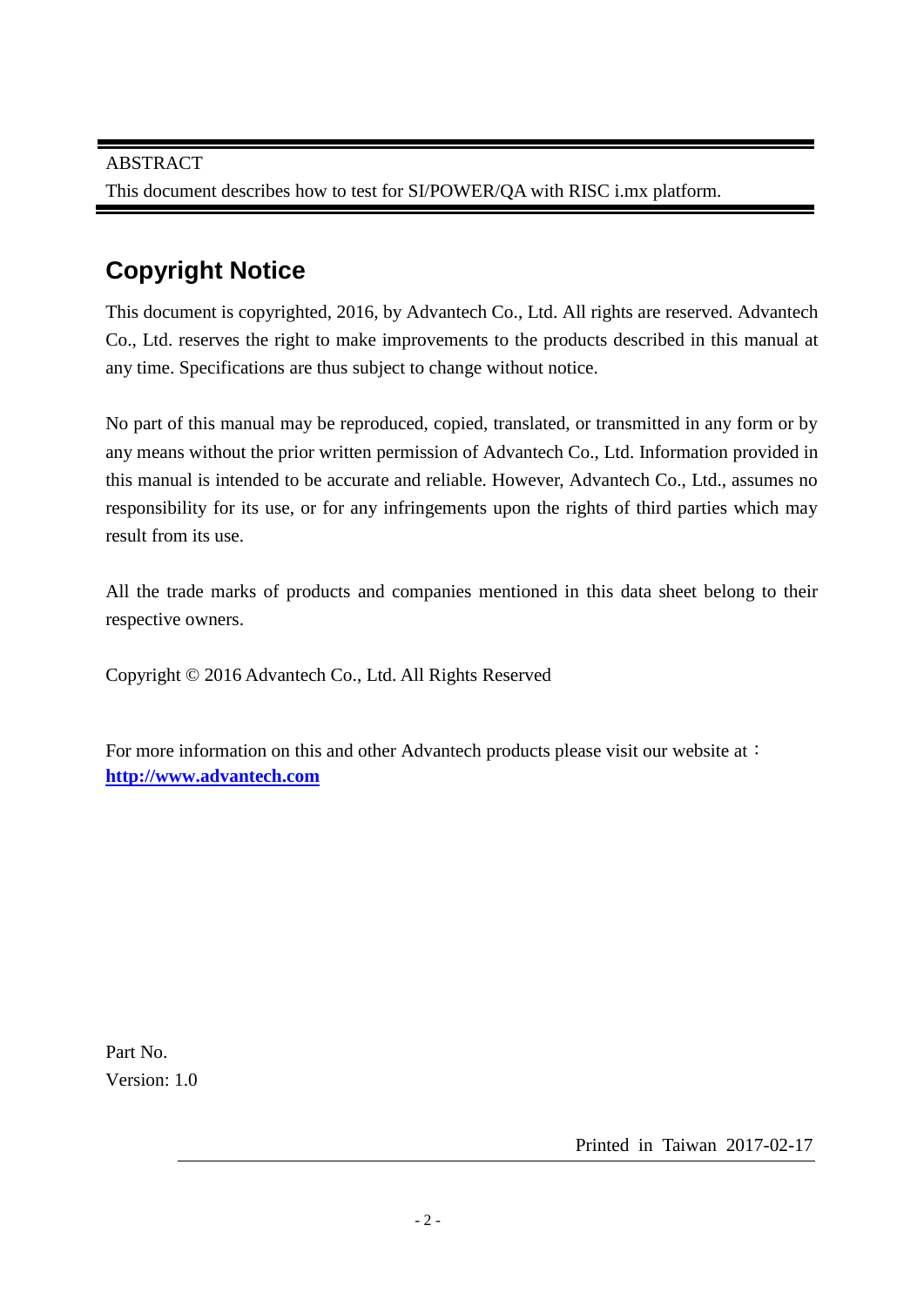ABSTRACT

This document describes how to test for SI/POWER/QA with RISC i.mx platform.

## Copyright Notice

This document is copyrighted, 2016, by Advantech Co., Ltd. All rights are reserved. Advantech Co., Ltd. reserves the right to make improvements to the products described in this manual at any time. Specifications are thus subject to change without notice.

No part of this manual may be reproduced, copied, translated, or transmitted in any form or by any means without the prior written permission of Advantech Co., Ltd. Information provided in this manual is intended to be accurate and reliable. However, Advantech Co., Ltd., assumes no responsibility for its use, or for any infringements upon the rights of third parties which may result from its use.

All the trade marks of products and companies mentioned in this data sheet belong to their respective owners.

Copyright © 2016 Advantech Co., Ltd. All Rights Reserved

For more information on this and other Advantech products please visit our website at：
**http://www.advantech.com**

Part No.
Version: 1.0

Printed in Taiwan 2017-02-17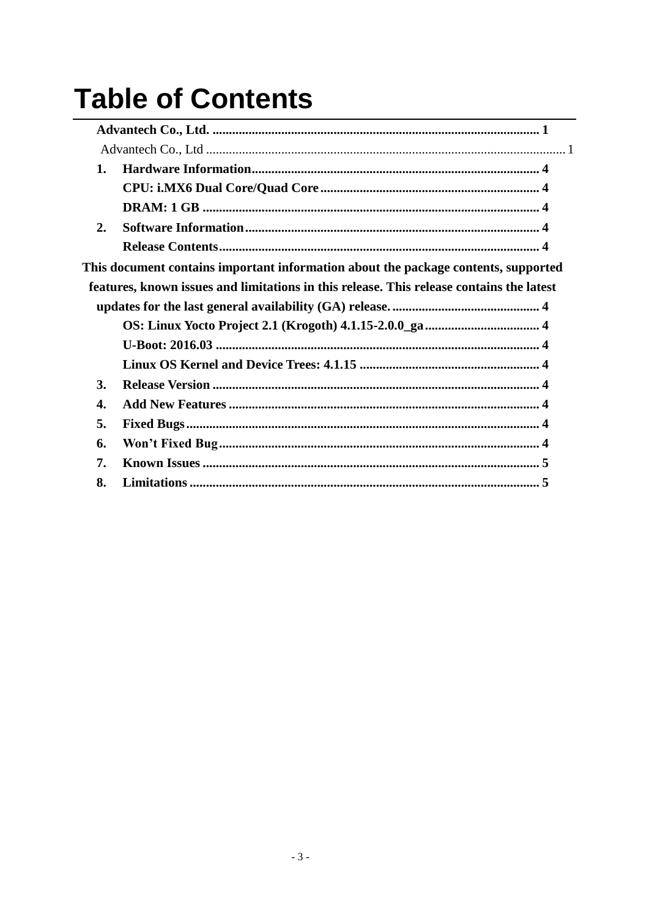# Table of Contents

**Advantech Co., Ltd.** ...................................................................................................... **1**

Advantech Co., Ltd ................................................................................................................ 1

**1. Hardware Information** ........................................................................................ **4**

**CPU: i.MX6 Dual Core/Quad Core** ................................................................... **4**

**DRAM: 1 GB** ...................................................................................................... **4**

**2. Software Information** .......................................................................................... **4**

**Release Contents** ................................................................................................. **4**

**This document contains important information about the package contents, supported features, known issues and limitations in this release. This release contains the latest updates for the last general availability (GA) release.** ............................................. **4**

**OS: Linux Yocto Project 2.1 (Krogoth) 4.1.15-2.0.0_ga** .................................... **4**

**U-Boot: 2016.03** .................................................................................................. **4**

**Linux OS Kernel and Device Trees: 4.1.15** ....................................................... **4**

**3. Release Version** ................................................................................................... **4**

**4. Add New Features** ............................................................................................... **4**

**5. Fixed Bugs** ........................................................................................................... **4**

**6. Won't Fixed Bug** .................................................................................................. **4**

**7. Known Issues** ....................................................................................................... **5**

**8. Limitations** ........................................................................................................... **5**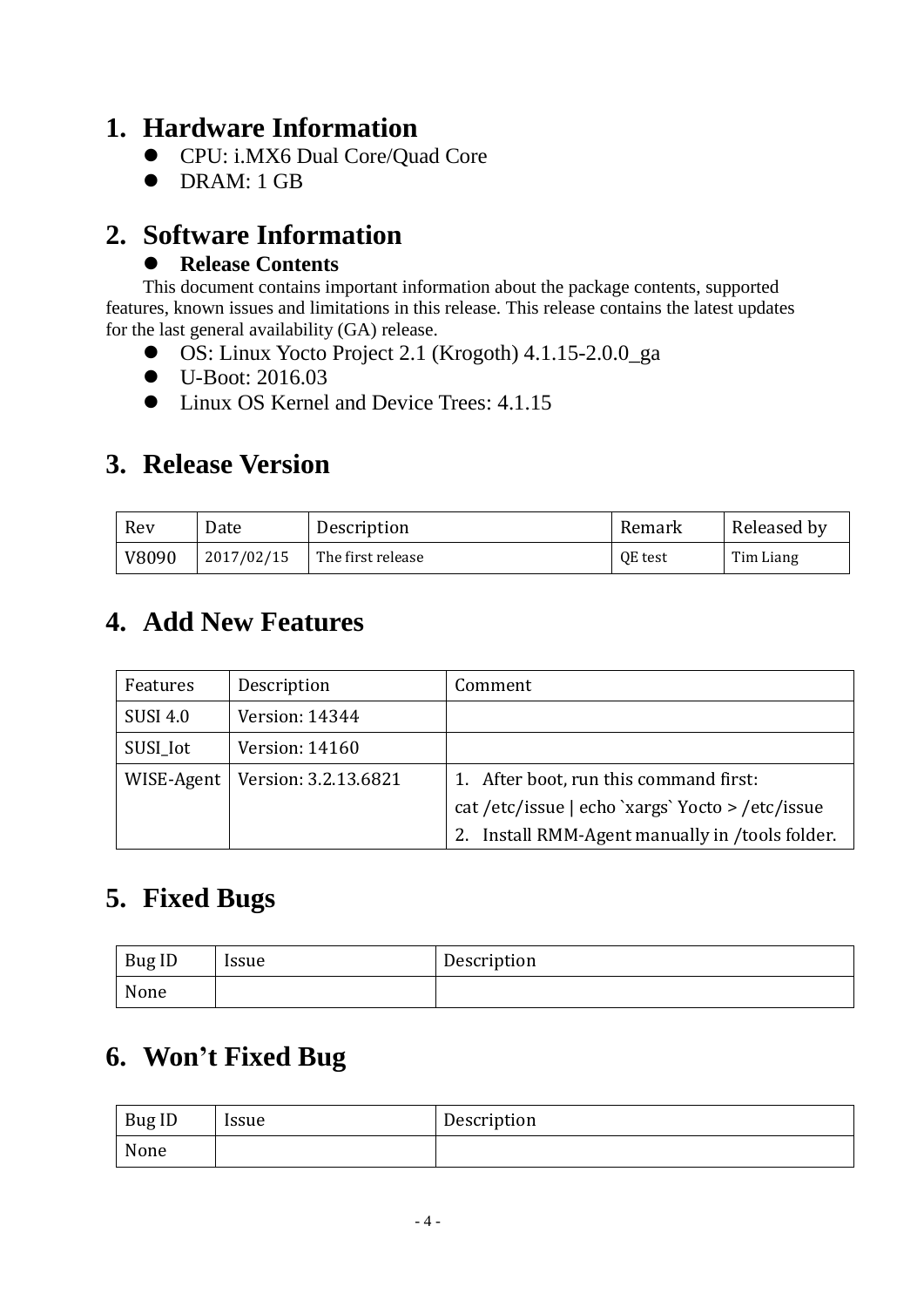# 1. Hardware Information

- CPU: i.MX6 Dual Core/Quad Core
- DRAM: 1 GB

# 2. Software Information

- **Release Contents**

This document contains important information about the package contents, supported features, known issues and limitations in this release. This release contains the latest updates for the last general availability (GA) release.

- OS: Linux Yocto Project 2.1 (Krogoth) 4.1.15-2.0.0_ga
- U-Boot: 2016.03
- Linux OS Kernel and Device Trees: 4.1.15

# 3. Release Version

| Rev | Date | Description | Remark | Released by |
| --- | --- | --- | --- | --- |
| V8090 | 2017/02/15 | The first release | QE test | Tim Liang |

# 4. Add New Features

| Features | Description | Comment |
| --- | --- | --- |
| SUSI 4.0 | Version: 14344 | |
| SUSI_Iot | Version: 14160 | |
| WISE-Agent | Version: 3.2.13.6821 | 1. After boot, run this command first: cat /etc/issue \| echo `xargs` Yocto > /etc/issue<br>2. Install RMM-Agent manually in /tools folder. |

# 5. Fixed Bugs

| Bug ID | Issue | Description |
| --- | --- | --- |
| None | | |

# 6. Won't Fixed Bug

| Bug ID | Issue | Description |
| --- | --- | --- |
| None | | |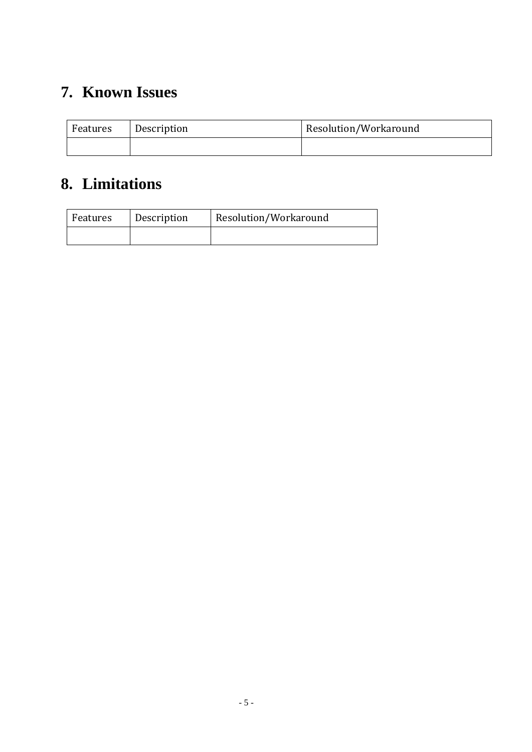## 7. Known Issues

| Features | Description | Resolution/Workaround |
|---|---|---|
| | | |

## 8. Limitations

| Features | Description | Resolution/Workaround |
|---|---|---|
| | | |